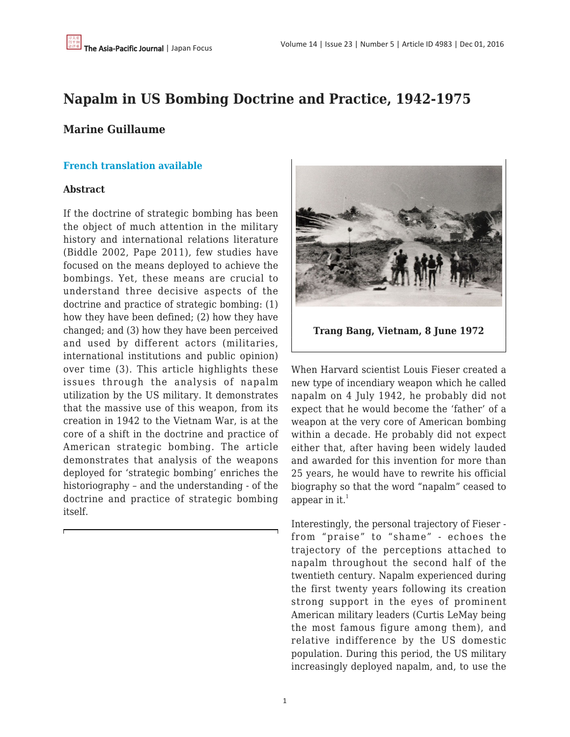# Napalm in US Bombing Doctrine and Practice, 1942-1975

## Marine Guillaume

**French translation available**

**Abstract**

If the doctrine of strategic bombing has been the object of much attention in the military history and international relations literature (Biddle 2002, Pape 2011), few studies have focused on the means deployed to achieve the bombings. Yet, these means are crucial to understand three decisive aspects of the doctrine and practice of strategic bombing: (1) how they have been defined; (2) how they have changed; and (3) how they have been perceived and used by different actors (militaries, international institutions and public opinion) over time (3). This article highlights these issues through the analysis of napalm utilization by the US military. It demonstrates that the massive use of this weapon, from its creation in 1942 to the Vietnam War, is at the core of a shift in the doctrine and practice of American strategic bombing. The article demonstrates that analysis of the weapons deployed for 'strategic bombing' enriches the historiography – and the understanding - of the doctrine and practice of strategic bombing itself.

**Trang Bang, Vietnam, 8 June 1972**

When Harvard scientist Louis Fieser created a new type of incendiary weapon which he called napalm on 4 July 1942, he probably did not expect that he would become the 'father' of a weapon at the very core of American bombing within a decade. He probably did not expect either that, after having been widely lauded and awarded for this invention for more than 25 years, he would have to rewrite his official biography so that the word "napalm" ceased to appear in it.[1]

Interestingly, the personal trajectory of Fieser - from "praise" to "shame" - echoes the trajectory of the perceptions attached to napalm throughout the second half of the twentieth century. Napalm experienced during the first twenty years following its creation strong support in the eyes of prominent American military leaders (Curtis LeMay being the most famous figure among them), and relative indifference by the US domestic population. During this period, the US military increasingly deployed napalm, and, to use the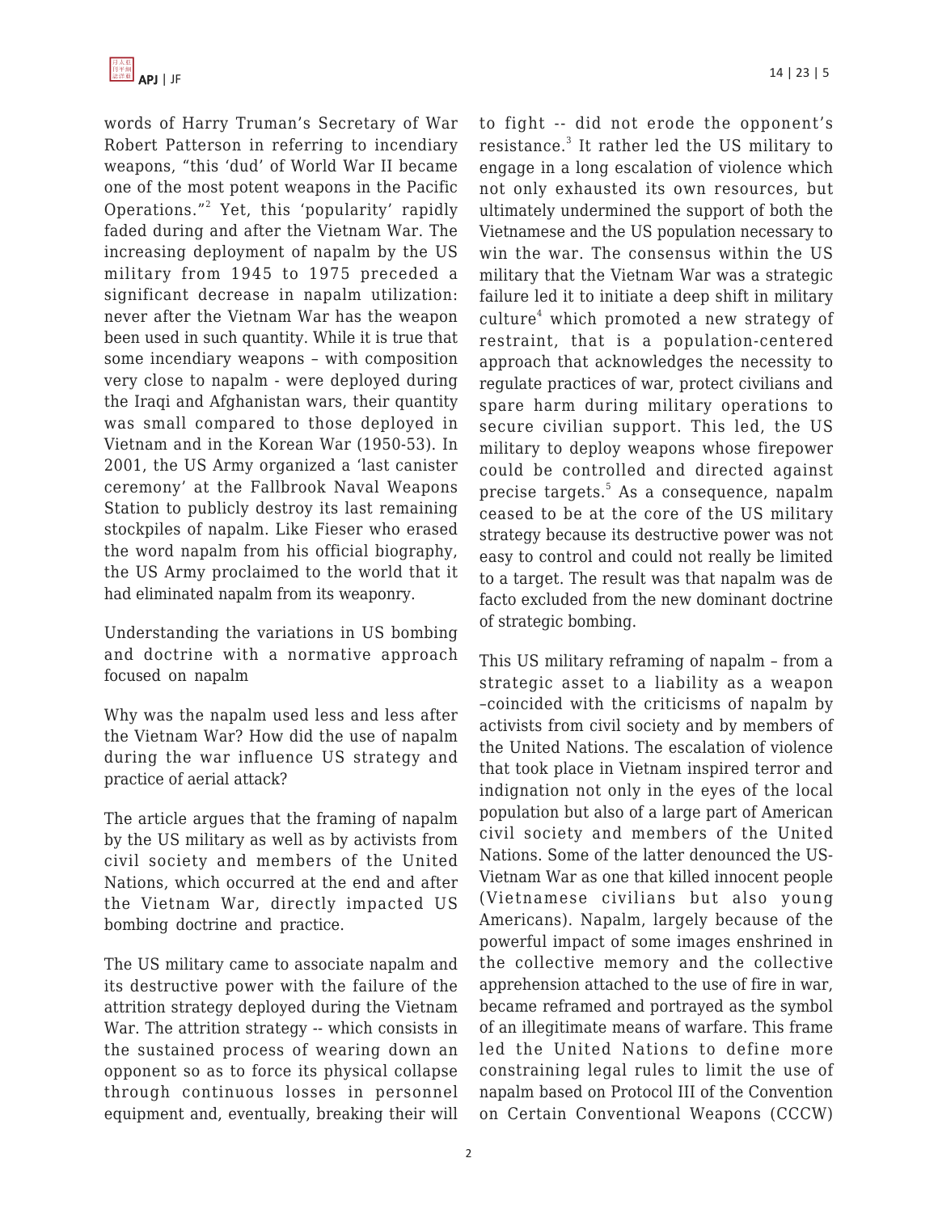words of Harry Truman's Secretary of War Robert Patterson in referring to incendiary weapons, "this 'dud' of World War II became one of the most potent weapons in the Pacific Operations."[2] Yet, this 'popularity' rapidly faded during and after the Vietnam War. The increasing deployment of napalm by the US military from 1945 to 1975 preceded a significant decrease in napalm utilization: never after the Vietnam War has the weapon been used in such quantity. While it is true that some incendiary weapons – with composition very close to napalm - were deployed during the Iraqi and Afghanistan wars, their quantity was small compared to those deployed in Vietnam and in the Korean War (1950-53). In 2001, the US Army organized a 'last canister ceremony' at the Fallbrook Naval Weapons Station to publicly destroy its last remaining stockpiles of napalm. Like Fieser who erased the word napalm from his official biography, the US Army proclaimed to the world that it had eliminated napalm from its weaponry.

## Understanding the variations in US bombing and doctrine with a normative approach focused on napalm

Why was the napalm used less and less after the Vietnam War? How did the use of napalm during the war influence US strategy and practice of aerial attack?

The article argues that the framing of napalm by the US military as well as by activists from civil society and members of the United Nations, which occurred at the end and after the Vietnam War, directly impacted US bombing doctrine and practice.

The US military came to associate napalm and its destructive power with the failure of the attrition strategy deployed during the Vietnam War. The attrition strategy -- which consists in the sustained process of wearing down an opponent so as to force its physical collapse through continuous losses in personnel equipment and, eventually, breaking their will to fight -- did not erode the opponent's resistance.[3] It rather led the US military to engage in a long escalation of violence which not only exhausted its own resources, but ultimately undermined the support of both the Vietnamese and the US population necessary to win the war. The consensus within the US military that the Vietnam War was a strategic failure led it to initiate a deep shift in military culture[4] which promoted a new strategy of restraint, that is a population-centered approach that acknowledges the necessity to regulate practices of war, protect civilians and spare harm during military operations to secure civilian support. This led, the US military to deploy weapons whose firepower could be controlled and directed against precise targets.[5] As a consequence, napalm ceased to be at the core of the US military strategy because its destructive power was not easy to control and could not really be limited to a target. The result was that napalm was de facto excluded from the new dominant doctrine of strategic bombing.

This US military reframing of napalm – from a strategic asset to a liability as a weapon –coincided with the criticisms of napalm by activists from civil society and by members of the United Nations. The escalation of violence that took place in Vietnam inspired terror and indignation not only in the eyes of the local population but also of a large part of American civil society and members of the United Nations. Some of the latter denounced the US-Vietnam War as one that killed innocent people (Vietnamese civilians but also young Americans). Napalm, largely because of the powerful impact of some images enshrined in the collective memory and the collective apprehension attached to the use of fire in war, became reframed and portrayed as the symbol of an illegitimate means of warfare. This frame led the United Nations to define more constraining legal rules to limit the use of napalm based on Protocol III of the Convention on Certain Conventional Weapons (CCCW)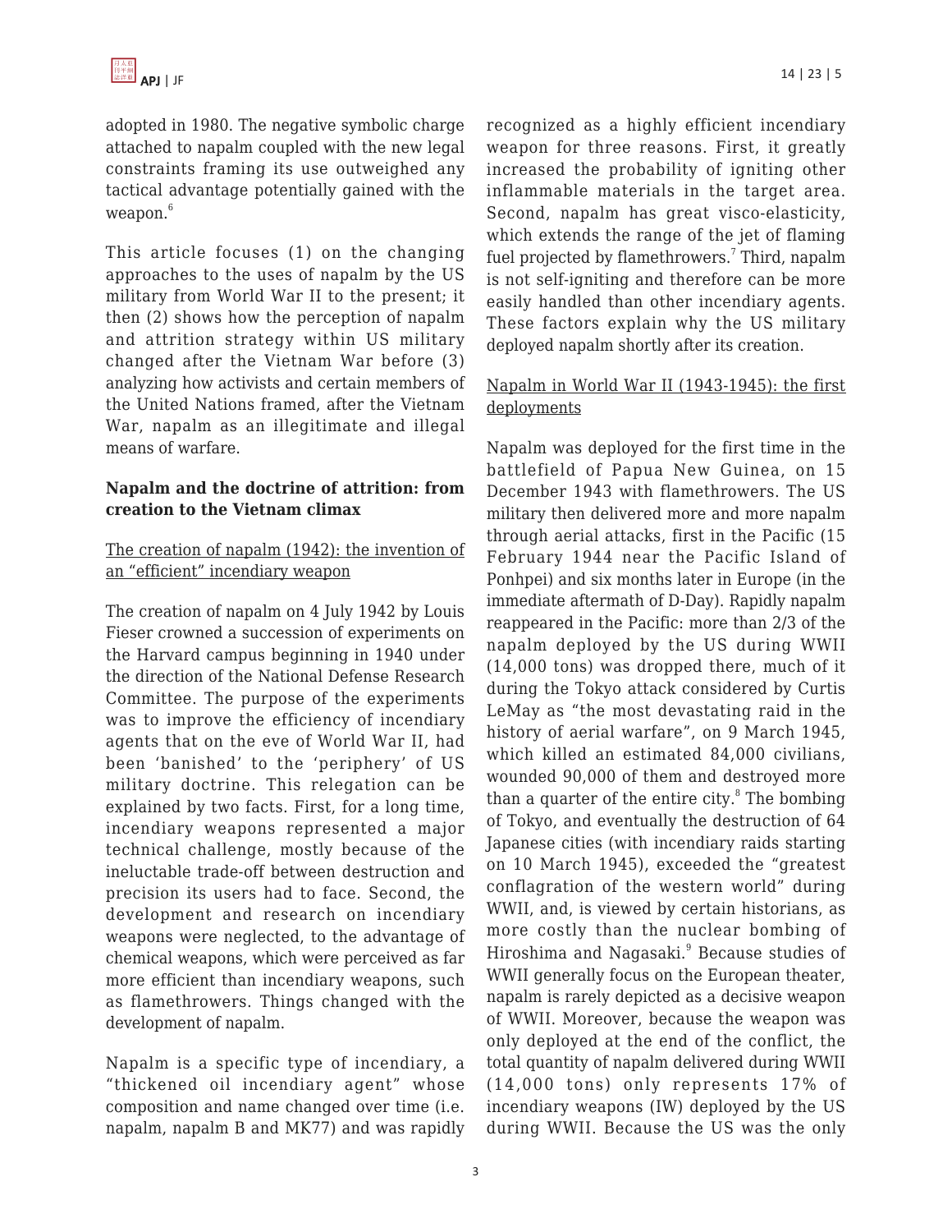adopted in 1980. The negative symbolic charge attached to napalm coupled with the new legal constraints framing its use outweighed any tactical advantage potentially gained with the weapon.[6]

This article focuses (1) on the changing approaches to the uses of napalm by the US military from World War II to the present; it then (2) shows how the perception of napalm and attrition strategy within US military changed after the Vietnam War before (3) analyzing how activists and certain members of the United Nations framed, after the Vietnam War, napalm as an illegitimate and illegal means of warfare.

**Napalm and the doctrine of attrition: from creation to the Vietnam climax**

The creation of napalm (1942): the invention of an "efficient" incendiary weapon

The creation of napalm on 4 July 1942 by Louis Fieser crowned a succession of experiments on the Harvard campus beginning in 1940 under the direction of the National Defense Research Committee. The purpose of the experiments was to improve the efficiency of incendiary agents that on the eve of World War II, had been 'banished' to the 'periphery' of US military doctrine. This relegation can be explained by two facts. First, for a long time, incendiary weapons represented a major technical challenge, mostly because of the ineluctable trade-off between destruction and precision its users had to face. Second, the development and research on incendiary weapons were neglected, to the advantage of chemical weapons, which were perceived as far more efficient than incendiary weapons, such as flamethrowers. Things changed with the development of napalm.

Napalm is a specific type of incendiary, a "thickened oil incendiary agent" whose composition and name changed over time (i.e. napalm, napalm B and MK77) and was rapidly recognized as a highly efficient incendiary weapon for three reasons. First, it greatly increased the probability of igniting other inflammable materials in the target area. Second, napalm has great visco-elasticity, which extends the range of the jet of flaming fuel projected by flamethrowers.[7] Third, napalm is not self-igniting and therefore can be more easily handled than other incendiary agents. These factors explain why the US military deployed napalm shortly after its creation.

Napalm in World War II (1943-1945): the first deployments

Napalm was deployed for the first time in the battlefield of Papua New Guinea, on 15 December 1943 with flamethrowers. The US military then delivered more and more napalm through aerial attacks, first in the Pacific (15 February 1944 near the Pacific Island of Ponhpei) and six months later in Europe (in the immediate aftermath of D-Day). Rapidly napalm reappeared in the Pacific: more than 2/3 of the napalm deployed by the US during WWII (14,000 tons) was dropped there, much of it during the Tokyo attack considered by Curtis LeMay as "the most devastating raid in the history of aerial warfare", on 9 March 1945, which killed an estimated 84,000 civilians, wounded 90,000 of them and destroyed more than a quarter of the entire city.[8] The bombing of Tokyo, and eventually the destruction of 64 Japanese cities (with incendiary raids starting on 10 March 1945), exceeded the "greatest conflagration of the western world" during WWII, and, is viewed by certain historians, as more costly than the nuclear bombing of Hiroshima and Nagasaki.[9] Because studies of WWII generally focus on the European theater, napalm is rarely depicted as a decisive weapon of WWII. Moreover, because the weapon was only deployed at the end of the conflict, the total quantity of napalm delivered during WWII (14,000 tons) only represents 17% of incendiary weapons (IW) deployed by the US during WWII. Because the US was the only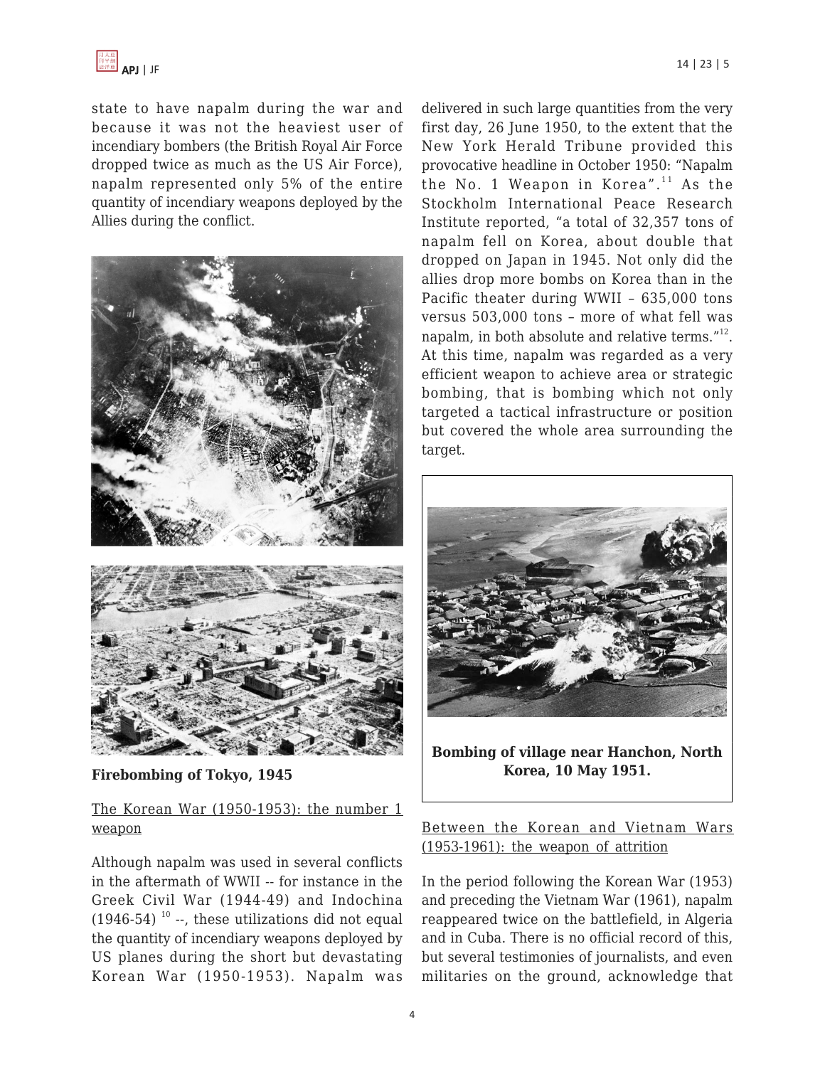state to have napalm during the war and because it was not the heaviest user of incendiary bombers (the British Royal Air Force dropped twice as much as the US Air Force), napalm represented only 5% of the entire quantity of incendiary weapons deployed by the Allies during the conflict.

**Firebombing of Tokyo, 1945**

## The Korean War (1950-1953): the number 1 weapon

Although napalm was used in several conflicts in the aftermath of WWII -- for instance in the Greek Civil War (1944-49) and Indochina (1946-54) [10] --, these utilizations did not equal the quantity of incendiary weapons deployed by US planes during the short but devastating Korean War (1950-1953). Napalm was delivered in such large quantities from the very first day, 26 June 1950, to the extent that the New York Herald Tribune provided this provocative headline in October 1950: "Napalm the No. 1 Weapon in Korea".[11] As the Stockholm International Peace Research Institute reported, "a total of 32,357 tons of napalm fell on Korea, about double that dropped on Japan in 1945. Not only did the allies drop more bombs on Korea than in the Pacific theater during WWII – 635,000 tons versus 503,000 tons – more of what fell was napalm, in both absolute and relative terms."[12]. At this time, napalm was regarded as a very efficient weapon to achieve area or strategic bombing, that is bombing which not only targeted a tactical infrastructure or position but covered the whole area surrounding the target.

**Bombing of village near Hanchon, North Korea, 10 May 1951.**

## Between the Korean and Vietnam Wars (1953-1961): the weapon of attrition

In the period following the Korean War (1953) and preceding the Vietnam War (1961), napalm reappeared twice on the battlefield, in Algeria and in Cuba. There is no official record of this, but several testimonies of journalists, and even militaries on the ground, acknowledge that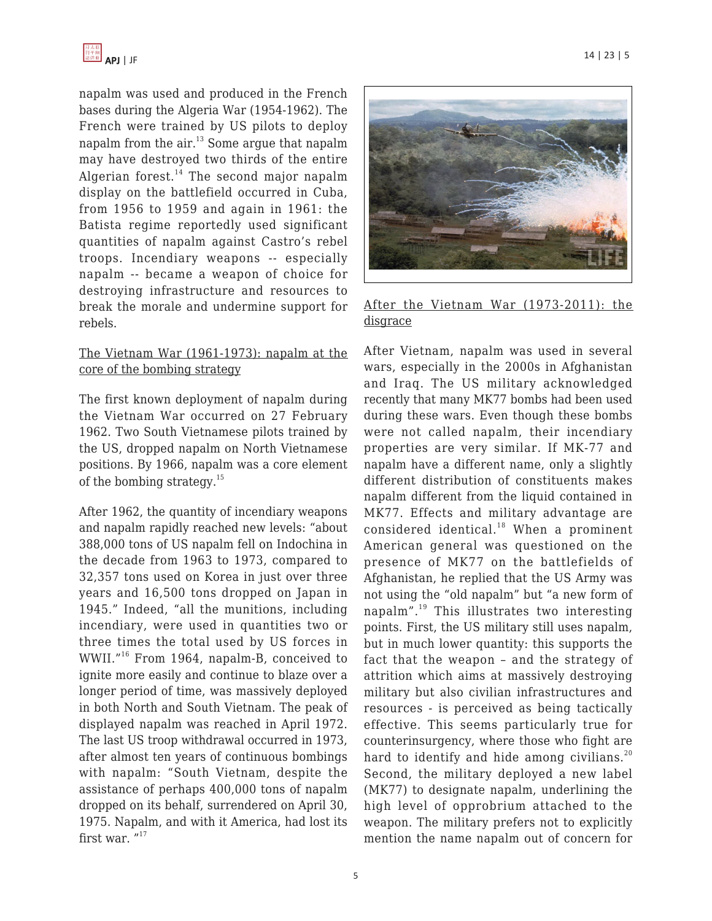napalm was used and produced in the French bases during the Algeria War (1954-1962). The French were trained by US pilots to deploy napalm from the air.[13] Some argue that napalm may have destroyed two thirds of the entire Algerian forest.[14] The second major napalm display on the battlefield occurred in Cuba, from 1956 to 1959 and again in 1961: the Batista regime reportedly used significant quantities of napalm against Castro's rebel troops. Incendiary weapons -- especially napalm -- became a weapon of choice for destroying infrastructure and resources to break the morale and undermine support for rebels.

## The Vietnam War (1961-1973): napalm at the core of the bombing strategy

The first known deployment of napalm during the Vietnam War occurred on 27 February 1962. Two South Vietnamese pilots trained by the US, dropped napalm on North Vietnamese positions. By 1966, napalm was a core element of the bombing strategy.[15]

After 1962, the quantity of incendiary weapons and napalm rapidly reached new levels: "about 388,000 tons of US napalm fell on Indochina in the decade from 1963 to 1973, compared to 32,357 tons used on Korea in just over three years and 16,500 tons dropped on Japan in 1945." Indeed, "all the munitions, including incendiary, were used in quantities two or three times the total used by US forces in WWII."[16] From 1964, napalm-B, conceived to ignite more easily and continue to blaze over a longer period of time, was massively deployed in both North and South Vietnam. The peak of displayed napalm was reached in April 1972. The last US troop withdrawal occurred in 1973, after almost ten years of continuous bombings with napalm: "South Vietnam, despite the assistance of perhaps 400,000 tons of napalm dropped on its behalf, surrendered on April 30, 1975. Napalm, and with it America, had lost its first war. "[17]

## After the Vietnam War (1973-2011): the disgrace

After Vietnam, napalm was used in several wars, especially in the 2000s in Afghanistan and Iraq. The US military acknowledged recently that many MK77 bombs had been used during these wars. Even though these bombs were not called napalm, their incendiary properties are very similar. If MK-77 and napalm have a different name, only a slightly different distribution of constituents makes napalm different from the liquid contained in MK77. Effects and military advantage are considered identical.[18] When a prominent American general was questioned on the presence of MK77 on the battlefields of Afghanistan, he replied that the US Army was not using the "old napalm" but "a new form of napalm".[19] This illustrates two interesting points. First, the US military still uses napalm, but in much lower quantity: this supports the fact that the weapon – and the strategy of attrition which aims at massively destroying military but also civilian infrastructures and resources - is perceived as being tactically effective. This seems particularly true for counterinsurgency, where those who fight are hard to identify and hide among civilians.[20] Second, the military deployed a new label (MK77) to designate napalm, underlining the high level of opprobrium attached to the weapon. The military prefers not to explicitly mention the name napalm out of concern for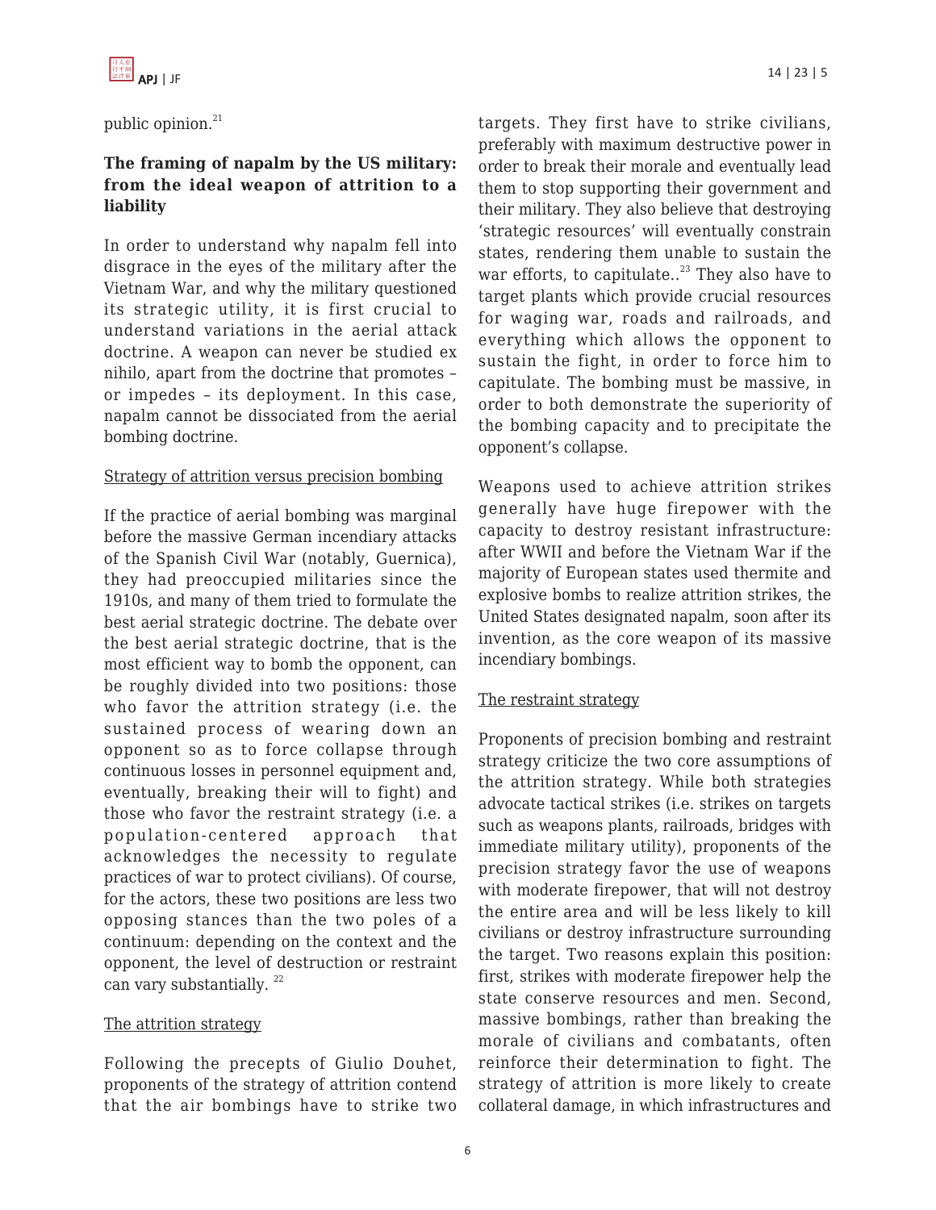public opinion.[21]

## The framing of napalm by the US military: from the ideal weapon of attrition to a liability

In order to understand why napalm fell into disgrace in the eyes of the military after the Vietnam War, and why the military questioned its strategic utility, it is first crucial to understand variations in the aerial attack doctrine. A weapon can never be studied ex nihilo, apart from the doctrine that promotes – or impedes – its deployment. In this case, napalm cannot be dissociated from the aerial bombing doctrine.

### Strategy of attrition versus precision bombing

If the practice of aerial bombing was marginal before the massive German incendiary attacks of the Spanish Civil War (notably, Guernica), they had preoccupied militaries since the 1910s, and many of them tried to formulate the best aerial strategic doctrine. The debate over the best aerial strategic doctrine, that is the most efficient way to bomb the opponent, can be roughly divided into two positions: those who favor the attrition strategy (i.e. the sustained process of wearing down an opponent so as to force collapse through continuous losses in personnel equipment and, eventually, breaking their will to fight) and those who favor the restraint strategy (i.e. a population-centered approach that acknowledges the necessity to regulate practices of war to protect civilians). Of course, for the actors, these two positions are less two opposing stances than the two poles of a continuum: depending on the context and the opponent, the level of destruction or restraint can vary substantially. [22]

### The attrition strategy

Following the precepts of Giulio Douhet, proponents of the strategy of attrition contend that the air bombings have to strike two targets. They first have to strike civilians, preferably with maximum destructive power in order to break their morale and eventually lead them to stop supporting their government and their military. They also believe that destroying 'strategic resources' will eventually constrain states, rendering them unable to sustain the war efforts, to capitulate..[23] They also have to target plants which provide crucial resources for waging war, roads and railroads, and everything which allows the opponent to sustain the fight, in order to force him to capitulate. The bombing must be massive, in order to both demonstrate the superiority of the bombing capacity and to precipitate the opponent's collapse.

Weapons used to achieve attrition strikes generally have huge firepower with the capacity to destroy resistant infrastructure: after WWII and before the Vietnam War if the majority of European states used thermite and explosive bombs to realize attrition strikes, the United States designated napalm, soon after its invention, as the core weapon of its massive incendiary bombings.

### The restraint strategy

Proponents of precision bombing and restraint strategy criticize the two core assumptions of the attrition strategy. While both strategies advocate tactical strikes (i.e. strikes on targets such as weapons plants, railroads, bridges with immediate military utility), proponents of the precision strategy favor the use of weapons with moderate firepower, that will not destroy the entire area and will be less likely to kill civilians or destroy infrastructure surrounding the target. Two reasons explain this position: first, strikes with moderate firepower help the state conserve resources and men. Second, massive bombings, rather than breaking the morale of civilians and combatants, often reinforce their determination to fight. The strategy of attrition is more likely to create collateral damage, in which infrastructures and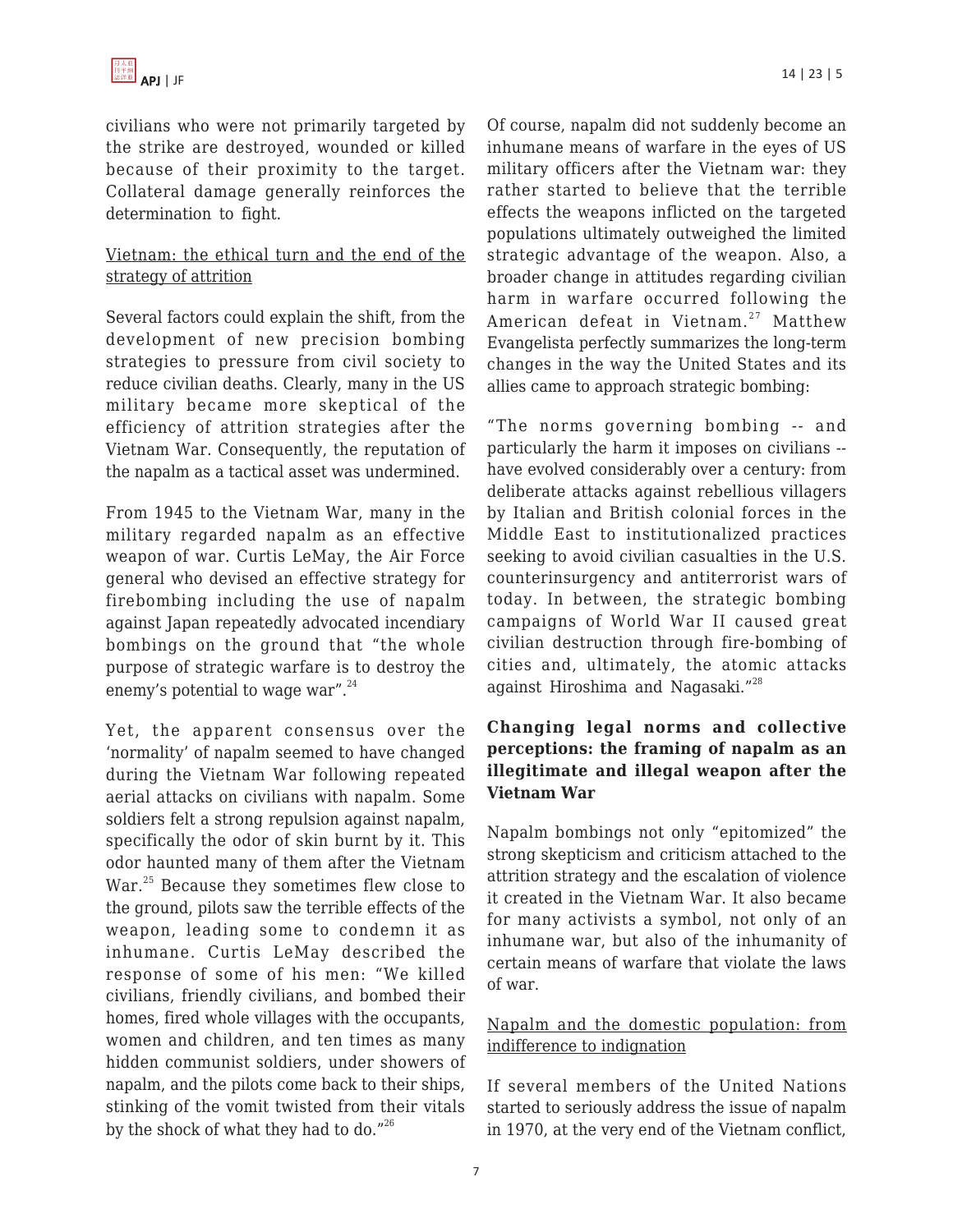civilians who were not primarily targeted by the strike are destroyed, wounded or killed because of their proximity to the target. Collateral damage generally reinforces the determination to fight.

### Vietnam: the ethical turn and the end of the strategy of attrition

Several factors could explain the shift, from the development of new precision bombing strategies to pressure from civil society to reduce civilian deaths. Clearly, many in the US military became more skeptical of the efficiency of attrition strategies after the Vietnam War. Consequently, the reputation of the napalm as a tactical asset was undermined.

From 1945 to the Vietnam War, many in the military regarded napalm as an effective weapon of war. Curtis LeMay, the Air Force general who devised an effective strategy for firebombing including the use of napalm against Japan repeatedly advocated incendiary bombings on the ground that "the whole purpose of strategic warfare is to destroy the enemy's potential to wage war".[24]

Yet, the apparent consensus over the 'normality' of napalm seemed to have changed during the Vietnam War following repeated aerial attacks on civilians with napalm. Some soldiers felt a strong repulsion against napalm, specifically the odor of skin burnt by it. This odor haunted many of them after the Vietnam War.[25] Because they sometimes flew close to the ground, pilots saw the terrible effects of the weapon, leading some to condemn it as inhumane. Curtis LeMay described the response of some of his men: "We killed civilians, friendly civilians, and bombed their homes, fired whole villages with the occupants, women and children, and ten times as many hidden communist soldiers, under showers of napalm, and the pilots come back to their ships, stinking of the vomit twisted from their vitals by the shock of what they had to do."[26]

Of course, napalm did not suddenly become an inhumane means of warfare in the eyes of US military officers after the Vietnam war: they rather started to believe that the terrible effects the weapons inflicted on the targeted populations ultimately outweighed the limited strategic advantage of the weapon. Also, a broader change in attitudes regarding civilian harm in warfare occurred following the American defeat in Vietnam.[27] Matthew Evangelista perfectly summarizes the long-term changes in the way the United States and its allies came to approach strategic bombing:

"The norms governing bombing -- and particularly the harm it imposes on civilians -- have evolved considerably over a century: from deliberate attacks against rebellious villagers by Italian and British colonial forces in the Middle East to institutionalized practices seeking to avoid civilian casualties in the U.S. counterinsurgency and antiterrorist wars of today. In between, the strategic bombing campaigns of World War II caused great civilian destruction through fire-bombing of cities and, ultimately, the atomic attacks against Hiroshima and Nagasaki."[28]

## Changing legal norms and collective perceptions: the framing of napalm as an illegitimate and illegal weapon after the Vietnam War

Napalm bombings not only "epitomized" the strong skepticism and criticism attached to the attrition strategy and the escalation of violence it created in the Vietnam War. It also became for many activists a symbol, not only of an inhumane war, but also of the inhumanity of certain means of warfare that violate the laws of war.

### Napalm and the domestic population: from indifference to indignation

If several members of the United Nations started to seriously address the issue of napalm in 1970, at the very end of the Vietnam conflict,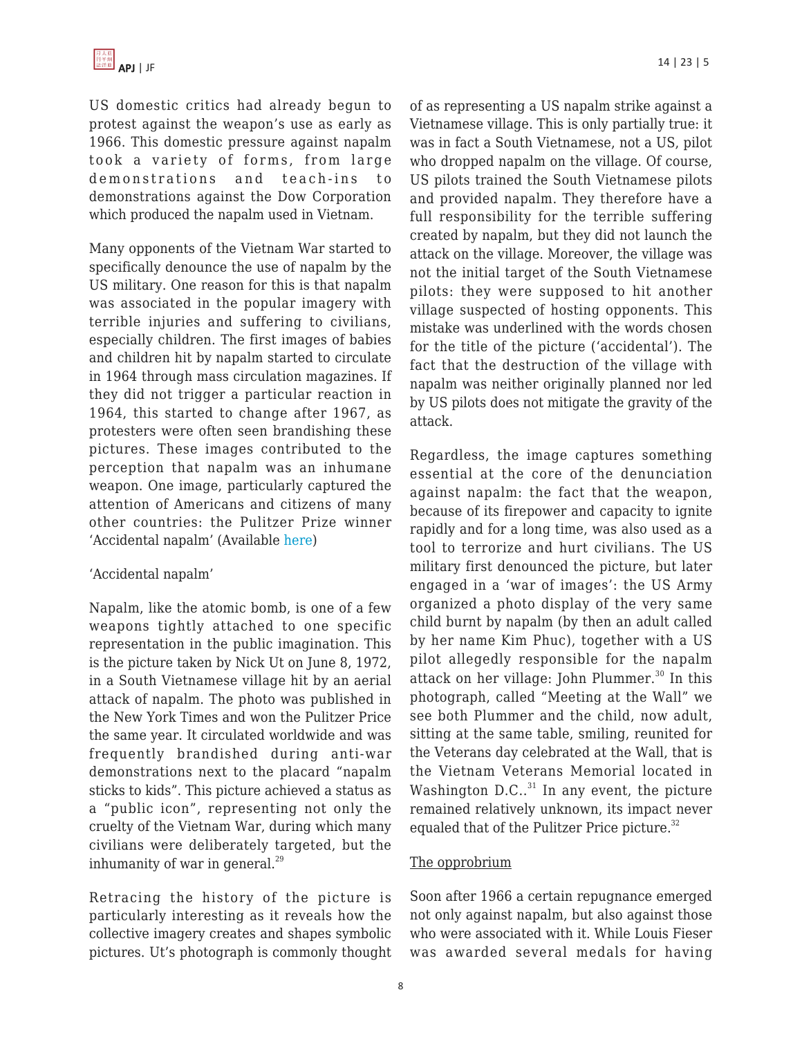US domestic critics had already begun to protest against the weapon's use as early as 1966. This domestic pressure against napalm took a variety of forms, from large demonstrations and teach-ins to demonstrations against the Dow Corporation which produced the napalm used in Vietnam.

Many opponents of the Vietnam War started to specifically denounce the use of napalm by the US military. One reason for this is that napalm was associated in the popular imagery with terrible injuries and suffering to civilians, especially children. The first images of babies and children hit by napalm started to circulate in 1964 through mass circulation magazines. If they did not trigger a particular reaction in 1964, this started to change after 1967, as protesters were often seen brandishing these pictures. These images contributed to the perception that napalm was an inhumane weapon. One image, particularly captured the attention of Americans and citizens of many other countries: the Pulitzer Prize winner 'Accidental napalm' (Available here)

'Accidental napalm'

Napalm, like the atomic bomb, is one of a few weapons tightly attached to one specific representation in the public imagination. This is the picture taken by Nick Ut on June 8, 1972, in a South Vietnamese village hit by an aerial attack of napalm. The photo was published in the New York Times and won the Pulitzer Price the same year. It circulated worldwide and was frequently brandished during anti-war demonstrations next to the placard "napalm sticks to kids". This picture achieved a status as a "public icon", representing not only the cruelty of the Vietnam War, during which many civilians were deliberately targeted, but the inhumanity of war in general.[29]

Retracing the history of the picture is particularly interesting as it reveals how the collective imagery creates and shapes symbolic pictures. Ut's photograph is commonly thought of as representing a US napalm strike against a Vietnamese village. This is only partially true: it was in fact a South Vietnamese, not a US, pilot who dropped napalm on the village. Of course, US pilots trained the South Vietnamese pilots and provided napalm. They therefore have a full responsibility for the terrible suffering created by napalm, but they did not launch the attack on the village. Moreover, the village was not the initial target of the South Vietnamese pilots: they were supposed to hit another village suspected of hosting opponents. This mistake was underlined with the words chosen for the title of the picture ('accidental'). The fact that the destruction of the village with napalm was neither originally planned nor led by US pilots does not mitigate the gravity of the attack.

Regardless, the image captures something essential at the core of the denunciation against napalm: the fact that the weapon, because of its firepower and capacity to ignite rapidly and for a long time, was also used as a tool to terrorize and hurt civilians. The US military first denounced the picture, but later engaged in a 'war of images': the US Army organized a photo display of the very same child burnt by napalm (by then an adult called by her name Kim Phuc), together with a US pilot allegedly responsible for the napalm attack on her village: John Plummer.[30] In this photograph, called "Meeting at the Wall" we see both Plummer and the child, now adult, sitting at the same table, smiling, reunited for the Veterans day celebrated at the Wall, that is the Vietnam Veterans Memorial located in Washington D.C..[31] In any event, the picture remained relatively unknown, its impact never equaled that of the Pulitzer Price picture.[32]

<u>The opprobrium</u>

Soon after 1966 a certain repugnance emerged not only against napalm, but also against those who were associated with it. While Louis Fieser was awarded several medals for having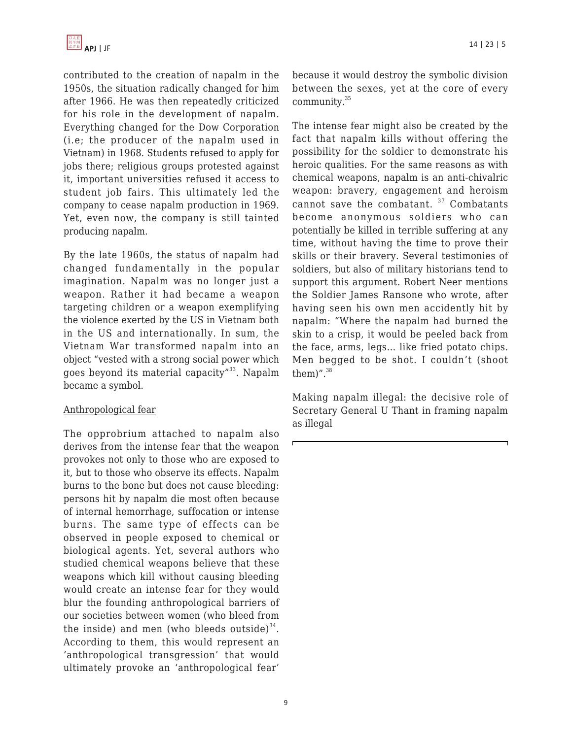contributed to the creation of napalm in the 1950s, the situation radically changed for him after 1966. He was then repeatedly criticized for his role in the development of napalm. Everything changed for the Dow Corporation (i.e; the producer of the napalm used in Vietnam) in 1968. Students refused to apply for jobs there; religious groups protested against it, important universities refused it access to student job fairs. This ultimately led the company to cease napalm production in 1969. Yet, even now, the company is still tainted producing napalm.

By the late 1960s, the status of napalm had changed fundamentally in the popular imagination. Napalm was no longer just a weapon. Rather it had became a weapon targeting children or a weapon exemplifying the violence exerted by the US in Vietnam both in the US and internationally. In sum, the Vietnam War transformed napalm into an object "vested with a strong social power which goes beyond its material capacity"[33]. Napalm became a symbol.

<u>Anthropological fear</u>

The opprobrium attached to napalm also derives from the intense fear that the weapon provokes not only to those who are exposed to it, but to those who observe its effects. Napalm burns to the bone but does not cause bleeding: persons hit by napalm die most often because of internal hemorrhage, suffocation or intense burns. The same type of effects can be observed in people exposed to chemical or biological agents. Yet, several authors who studied chemical weapons believe that these weapons which kill without causing bleeding would create an intense fear for they would blur the founding anthropological barriers of our societies between women (who bleed from the inside) and men (who bleeds outside)[34]. According to them, this would represent an 'anthropological transgression' that would ultimately provoke an 'anthropological fear' because it would destroy the symbolic division between the sexes, yet at the core of every community.[35]

The intense fear might also be created by the fact that napalm kills without offering the possibility for the soldier to demonstrate his heroic qualities. For the same reasons as with chemical weapons, napalm is an anti-chivalric weapon: bravery, engagement and heroism cannot save the combatant. [37] Combatants become anonymous soldiers who can potentially be killed in terrible suffering at any time, without having the time to prove their skills or their bravery. Several testimonies of soldiers, but also of military historians tend to support this argument. Robert Neer mentions the Soldier James Ransone who wrote, after having seen his own men accidently hit by napalm: "Where the napalm had burned the skin to a crisp, it would be peeled back from the face, arms, legs… like fried potato chips. Men begged to be shot. I couldn't (shoot them)".[38]

Making napalm illegal: the decisive role of Secretary General U Thant in framing napalm as illegal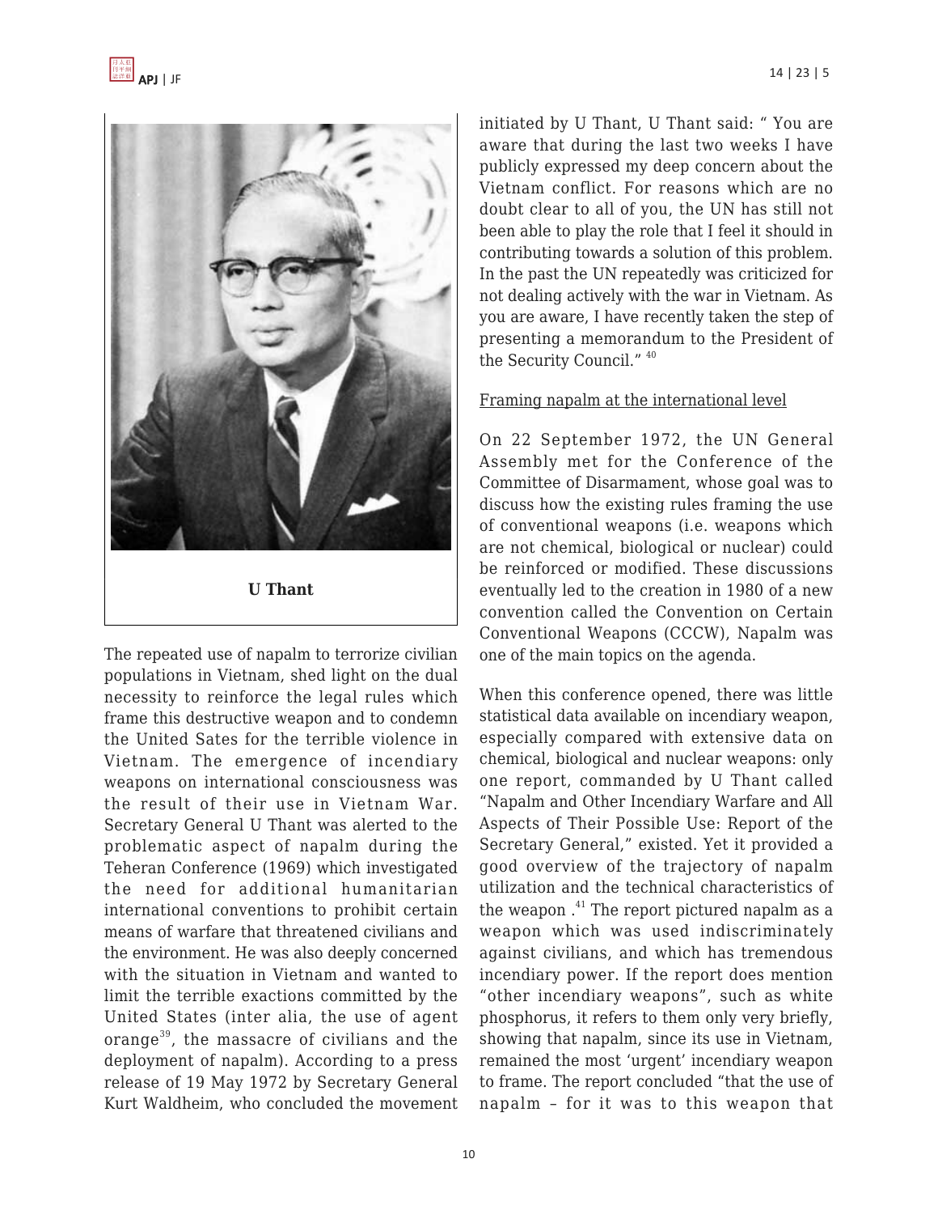U Thant

The repeated use of napalm to terrorize civilian populations in Vietnam, shed light on the dual necessity to reinforce the legal rules which frame this destructive weapon and to condemn the United Sates for the terrible violence in Vietnam. The emergence of incendiary weapons on international consciousness was the result of their use in Vietnam War. Secretary General U Thant was alerted to the problematic aspect of napalm during the Teheran Conference (1969) which investigated the need for additional humanitarian international conventions to prohibit certain means of warfare that threatened civilians and the environment. He was also deeply concerned with the situation in Vietnam and wanted to limit the terrible exactions committed by the United States (inter alia, the use of agent orange[39], the massacre of civilians and the deployment of napalm). According to a press release of 19 May 1972 by Secretary General Kurt Waldheim, who concluded the movement initiated by U Thant, U Thant said: " You are aware that during the last two weeks I have publicly expressed my deep concern about the Vietnam conflict. For reasons which are no doubt clear to all of you, the UN has still not been able to play the role that I feel it should in contributing towards a solution of this problem. In the past the UN repeatedly was criticized for not dealing actively with the war in Vietnam. As you are aware, I have recently taken the step of presenting a memorandum to the President of the Security Council." [40]

## Framing napalm at the international level

On 22 September 1972, the UN General Assembly met for the Conference of the Committee of Disarmament, whose goal was to discuss how the existing rules framing the use of conventional weapons (i.e. weapons which are not chemical, biological or nuclear) could be reinforced or modified. These discussions eventually led to the creation in 1980 of a new convention called the Convention on Certain Conventional Weapons (CCCW), Napalm was one of the main topics on the agenda.

When this conference opened, there was little statistical data available on incendiary weapon, especially compared with extensive data on chemical, biological and nuclear weapons: only one report, commanded by U Thant called "Napalm and Other Incendiary Warfare and All Aspects of Their Possible Use: Report of the Secretary General," existed. Yet it provided a good overview of the trajectory of napalm utilization and the technical characteristics of the weapon .[41] The report pictured napalm as a weapon which was used indiscriminately against civilians, and which has tremendous incendiary power. If the report does mention "other incendiary weapons", such as white phosphorus, it refers to them only very briefly, showing that napalm, since its use in Vietnam, remained the most 'urgent' incendiary weapon to frame. The report concluded "that the use of napalm – for it was to this weapon that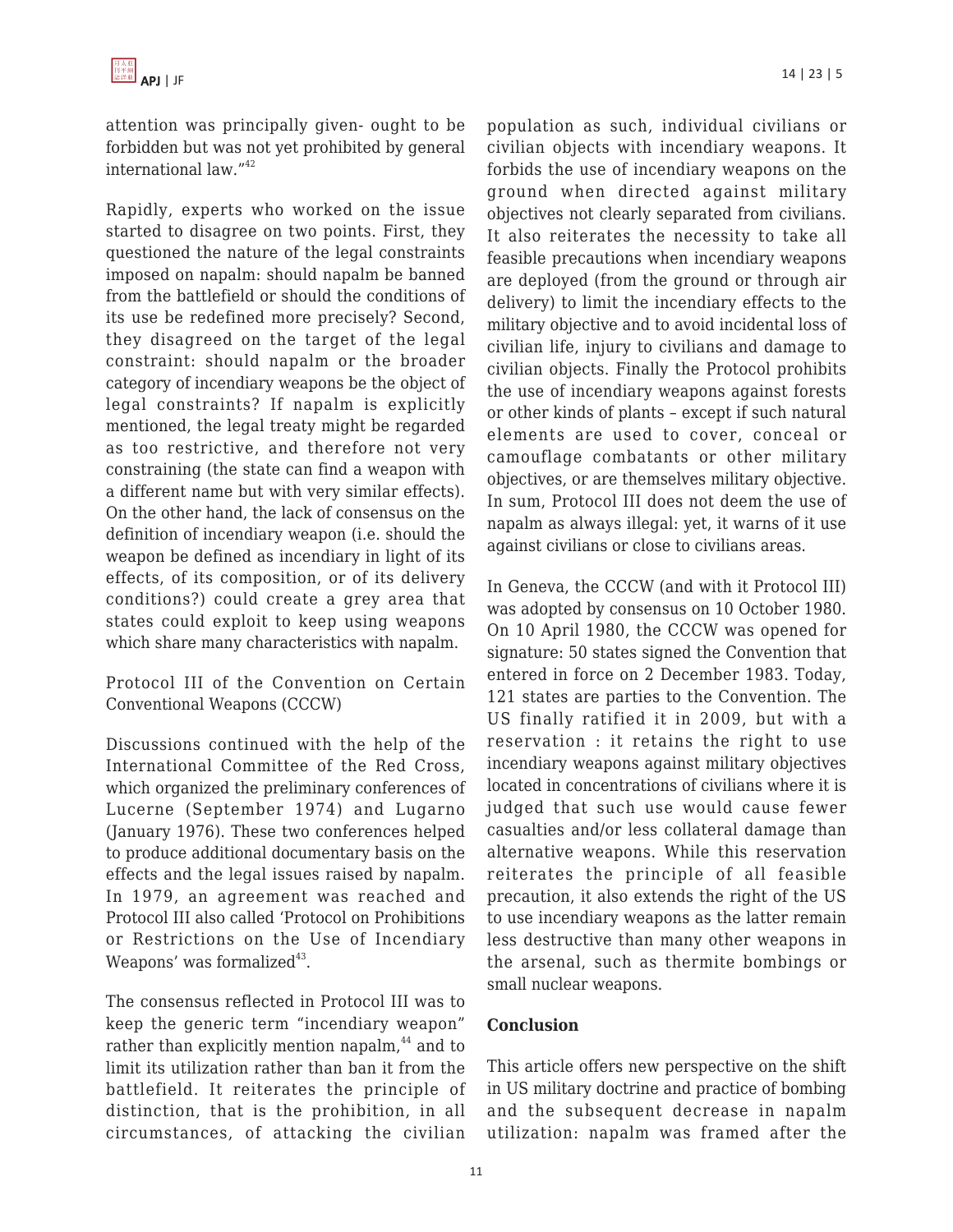attention was principally given- ought to be forbidden but was not yet prohibited by general international law."[42]

Rapidly, experts who worked on the issue started to disagree on two points. First, they questioned the nature of the legal constraints imposed on napalm: should napalm be banned from the battlefield or should the conditions of its use be redefined more precisely? Second, they disagreed on the target of the legal constraint: should napalm or the broader category of incendiary weapons be the object of legal constraints? If napalm is explicitly mentioned, the legal treaty might be regarded as too restrictive, and therefore not very constraining (the state can find a weapon with a different name but with very similar effects). On the other hand, the lack of consensus on the definition of incendiary weapon (i.e. should the weapon be defined as incendiary in light of its effects, of its composition, or of its delivery conditions?) could create a grey area that states could exploit to keep using weapons which share many characteristics with napalm.

Protocol III of the Convention on Certain Conventional Weapons (CCCW)

Discussions continued with the help of the International Committee of the Red Cross, which organized the preliminary conferences of Lucerne (September 1974) and Lugarno (January 1976). These two conferences helped to produce additional documentary basis on the effects and the legal issues raised by napalm. In 1979, an agreement was reached and Protocol III also called 'Protocol on Prohibitions or Restrictions on the Use of Incendiary Weapons' was formalized[43].

The consensus reflected in Protocol III was to keep the generic term "incendiary weapon" rather than explicitly mention napalm,[44] and to limit its utilization rather than ban it from the battlefield. It reiterates the principle of distinction, that is the prohibition, in all circumstances, of attacking the civilian population as such, individual civilians or civilian objects with incendiary weapons. It forbids the use of incendiary weapons on the ground when directed against military objectives not clearly separated from civilians. It also reiterates the necessity to take all feasible precautions when incendiary weapons are deployed (from the ground or through air delivery) to limit the incendiary effects to the military objective and to avoid incidental loss of civilian life, injury to civilians and damage to civilian objects. Finally the Protocol prohibits the use of incendiary weapons against forests or other kinds of plants – except if such natural elements are used to cover, conceal or camouflage combatants or other military objectives, or are themselves military objective. In sum, Protocol III does not deem the use of napalm as always illegal: yet, it warns of it use against civilians or close to civilians areas.

In Geneva, the CCCW (and with it Protocol III) was adopted by consensus on 10 October 1980. On 10 April 1980, the CCCW was opened for signature: 50 states signed the Convention that entered in force on 2 December 1983. Today, 121 states are parties to the Convention. The US finally ratified it in 2009, but with a reservation : it retains the right to use incendiary weapons against military objectives located in concentrations of civilians where it is judged that such use would cause fewer casualties and/or less collateral damage than alternative weapons. While this reservation reiterates the principle of all feasible precaution, it also extends the right of the US to use incendiary weapons as the latter remain less destructive than many other weapons in the arsenal, such as thermite bombings or small nuclear weapons.

## Conclusion

This article offers new perspective on the shift in US military doctrine and practice of bombing and the subsequent decrease in napalm utilization: napalm was framed after the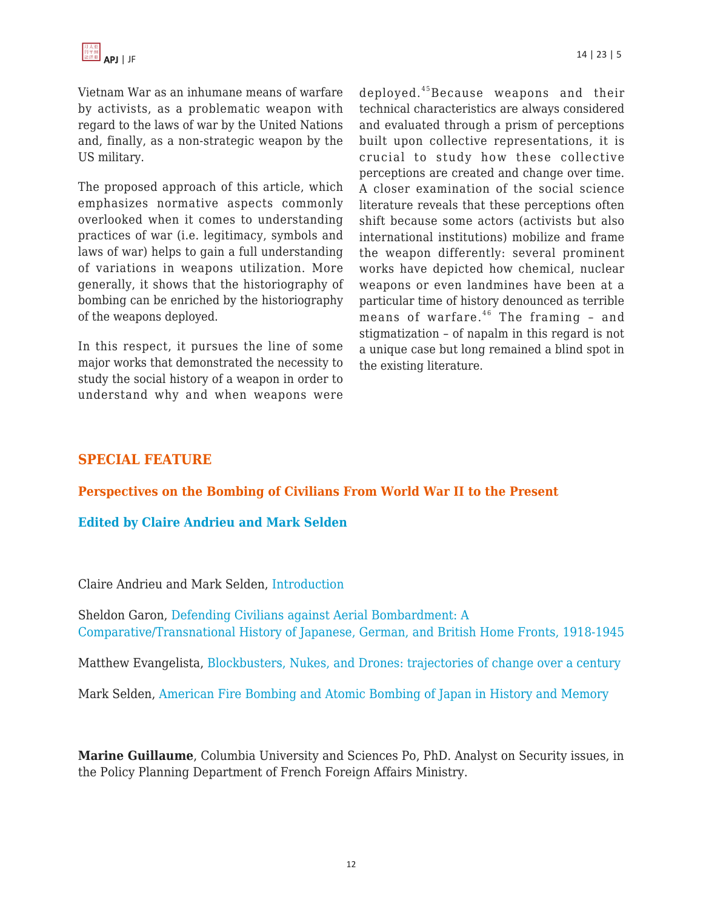Vietnam War as an inhumane means of warfare by activists, as a problematic weapon with regard to the laws of war by the United Nations and, finally, as a non-strategic weapon by the US military.

The proposed approach of this article, which emphasizes normative aspects commonly overlooked when it comes to understanding practices of war (i.e. legitimacy, symbols and laws of war) helps to gain a full understanding of variations in weapons utilization. More generally, it shows that the historiography of bombing can be enriched by the historiography of the weapons deployed.

In this respect, it pursues the line of some major works that demonstrated the necessity to study the social history of a weapon in order to understand why and when weapons were deployed.[45] Because weapons and their technical characteristics are always considered and evaluated through a prism of perceptions built upon collective representations, it is crucial to study how these collective perceptions are created and change over time. A closer examination of the social science literature reveals that these perceptions often shift because some actors (activists but also international institutions) mobilize and frame the weapon differently: several prominent works have depicted how chemical, nuclear weapons or even landmines have been at a particular time of history denounced as terrible means of warfare.[46] The framing – and stigmatization – of napalm in this regard is not a unique case but long remained a blind spot in the existing literature.

## SPECIAL FEATURE

### Perspectives on the Bombing of Civilians From World War II to the Present

**Edited by Claire Andrieu and Mark Selden**

Claire Andrieu and Mark Selden, Introduction

Sheldon Garon, Defending Civilians against Aerial Bombardment: A Comparative/Transnational History of Japanese, German, and British Home Fronts, 1918-1945

Matthew Evangelista, Blockbusters, Nukes, and Drones: trajectories of change over a century

Mark Selden, American Fire Bombing and Atomic Bombing of Japan in History and Memory

**Marine Guillaume**, Columbia University and Sciences Po, PhD. Analyst on Security issues, in the Policy Planning Department of French Foreign Affairs Ministry.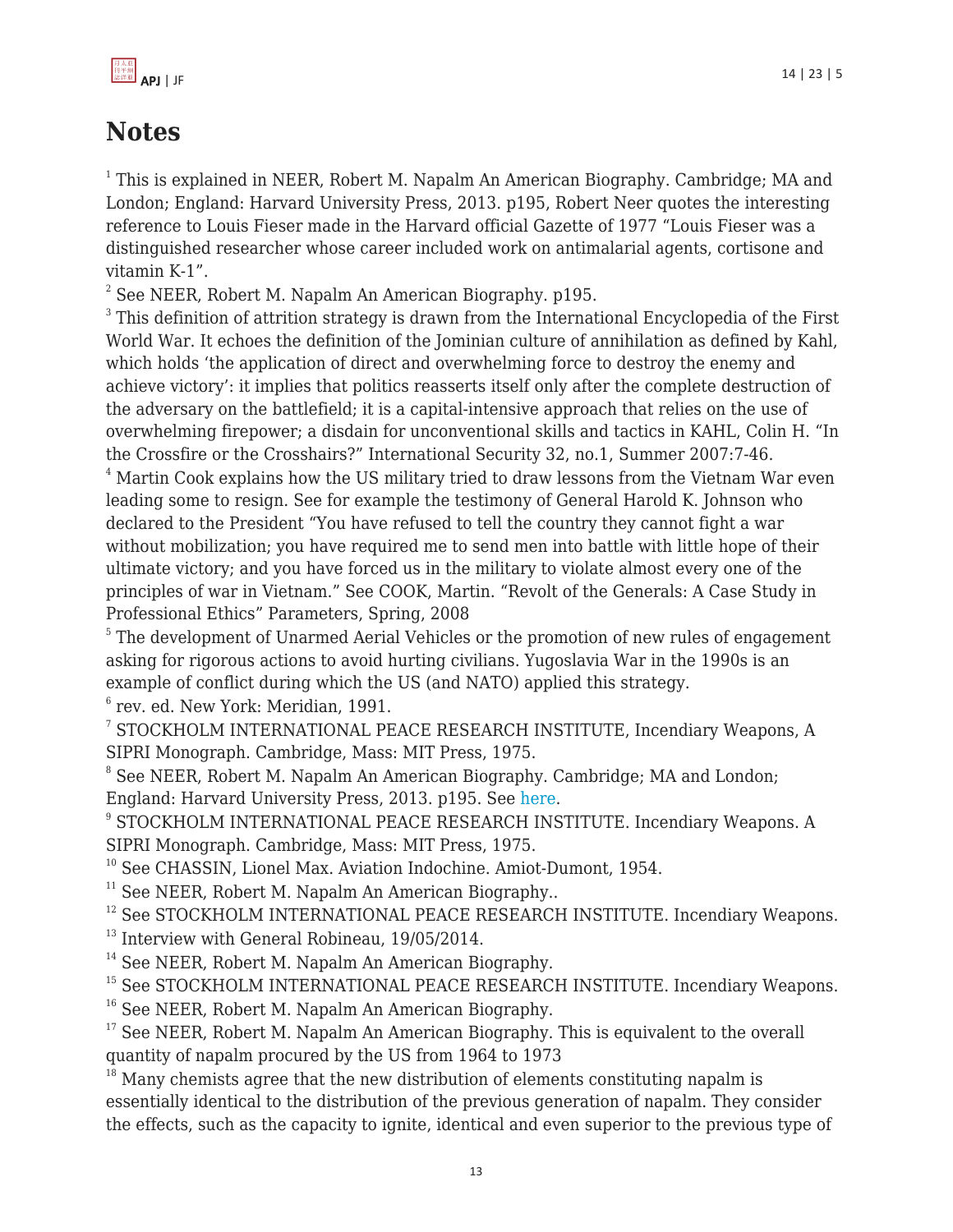# Notes

[1] This is explained in NEER, Robert M. Napalm An American Biography. Cambridge; MA and London; England: Harvard University Press, 2013. p195, Robert Neer quotes the interesting reference to Louis Fieser made in the Harvard official Gazette of 1977 "Louis Fieser was a distinguished researcher whose career included work on antimalarial agents, cortisone and vitamin K-1".

[2] See NEER, Robert M. Napalm An American Biography. p195.

[3] This definition of attrition strategy is drawn from the International Encyclopedia of the First World War. It echoes the definition of the Jominian culture of annihilation as defined by Kahl, which holds 'the application of direct and overwhelming force to destroy the enemy and achieve victory': it implies that politics reasserts itself only after the complete destruction of the adversary on the battlefield; it is a capital-intensive approach that relies on the use of overwhelming firepower; a disdain for unconventional skills and tactics in KAHL, Colin H. "In the Crossfire or the Crosshairs?" International Security 32, no.1, Summer 2007:7-46.

[4] Martin Cook explains how the US military tried to draw lessons from the Vietnam War even leading some to resign. See for example the testimony of General Harold K. Johnson who declared to the President "You have refused to tell the country they cannot fight a war without mobilization; you have required me to send men into battle with little hope of their ultimate victory; and you have forced us in the military to violate almost every one of the principles of war in Vietnam." See COOK, Martin. "Revolt of the Generals: A Case Study in Professional Ethics" Parameters, Spring, 2008

[5] The development of Unarmed Aerial Vehicles or the promotion of new rules of engagement asking for rigorous actions to avoid hurting civilians. Yugoslavia War in the 1990s is an example of conflict during which the US (and NATO) applied this strategy.

[6] rev. ed. New York: Meridian, 1991.

[7] STOCKHOLM INTERNATIONAL PEACE RESEARCH INSTITUTE, Incendiary Weapons, A SIPRI Monograph. Cambridge, Mass: MIT Press, 1975.

[8] See NEER, Robert M. Napalm An American Biography. Cambridge; MA and London; England: Harvard University Press, 2013. p195. See here.

[9] STOCKHOLM INTERNATIONAL PEACE RESEARCH INSTITUTE. Incendiary Weapons. A SIPRI Monograph. Cambridge, Mass: MIT Press, 1975.

[10] See CHASSIN, Lionel Max. Aviation Indochine. Amiot-Dumont, 1954.

[11] See NEER, Robert M. Napalm An American Biography..

[12] See STOCKHOLM INTERNATIONAL PEACE RESEARCH INSTITUTE. Incendiary Weapons.

[13] Interview with General Robineau, 19/05/2014.

[14] See NEER, Robert M. Napalm An American Biography.

[15] See STOCKHOLM INTERNATIONAL PEACE RESEARCH INSTITUTE. Incendiary Weapons.

[16] See NEER, Robert M. Napalm An American Biography.

[17] See NEER, Robert M. Napalm An American Biography. This is equivalent to the overall quantity of napalm procured by the US from 1964 to 1973

[18] Many chemists agree that the new distribution of elements constituting napalm is essentially identical to the distribution of the previous generation of napalm. They consider the effects, such as the capacity to ignite, identical and even superior to the previous type of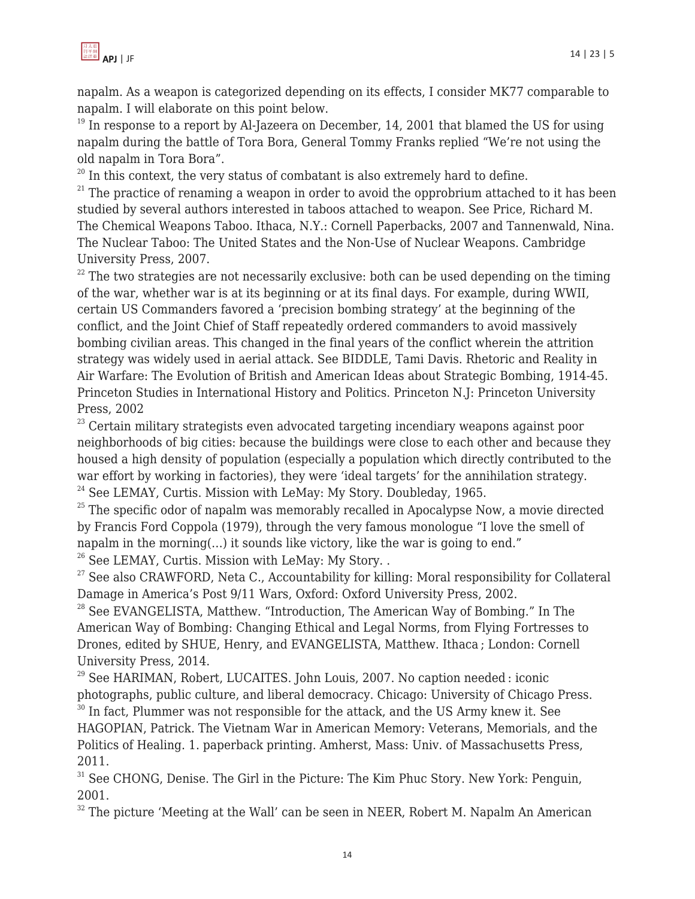napalm. As a weapon is categorized depending on its effects, I consider MK77 comparable to napalm. I will elaborate on this point below.

[19] In response to a report by Al-Jazeera on December, 14, 2001 that blamed the US for using napalm during the battle of Tora Bora, General Tommy Franks replied "We're not using the old napalm in Tora Bora".

[20] In this context, the very status of combatant is also extremely hard to define.

[21] The practice of renaming a weapon in order to avoid the opprobrium attached to it has been studied by several authors interested in taboos attached to weapon. See Price, Richard M. The Chemical Weapons Taboo. Ithaca, N.Y.: Cornell Paperbacks, 2007 and Tannenwald, Nina. The Nuclear Taboo: The United States and the Non-Use of Nuclear Weapons. Cambridge University Press, 2007.

[22] The two strategies are not necessarily exclusive: both can be used depending on the timing of the war, whether war is at its beginning or at its final days. For example, during WWII, certain US Commanders favored a 'precision bombing strategy' at the beginning of the conflict, and the Joint Chief of Staff repeatedly ordered commanders to avoid massively bombing civilian areas. This changed in the final years of the conflict wherein the attrition strategy was widely used in aerial attack. See BIDDLE, Tami Davis. Rhetoric and Reality in Air Warfare: The Evolution of British and American Ideas about Strategic Bombing, 1914-45. Princeton Studies in International History and Politics. Princeton N.J: Princeton University Press, 2002

[23] Certain military strategists even advocated targeting incendiary weapons against poor neighborhoods of big cities: because the buildings were close to each other and because they housed a high density of population (especially a population which directly contributed to the war effort by working in factories), they were 'ideal targets' for the annihilation strategy.

[24] See LEMAY, Curtis. Mission with LeMay: My Story. Doubleday, 1965.

[25] The specific odor of napalm was memorably recalled in Apocalypse Now, a movie directed by Francis Ford Coppola (1979), through the very famous monologue "I love the smell of napalm in the morning(…) it sounds like victory, like the war is going to end."

[26] See LEMAY, Curtis. Mission with LeMay: My Story. .

[27] See also CRAWFORD, Neta C., Accountability for killing: Moral responsibility for Collateral Damage in America's Post 9/11 Wars, Oxford: Oxford University Press, 2002.

[28] See EVANGELISTA, Matthew. "Introduction, The American Way of Bombing." In The American Way of Bombing: Changing Ethical and Legal Norms, from Flying Fortresses to Drones, edited by SHUE, Henry, and EVANGELISTA, Matthew. Ithaca ; London: Cornell University Press, 2014.

[29] See HARIMAN, Robert, LUCAITES. John Louis, 2007. No caption needed : iconic photographs, public culture, and liberal democracy. Chicago: University of Chicago Press.

[30] In fact, Plummer was not responsible for the attack, and the US Army knew it. See HAGOPIAN, Patrick. The Vietnam War in American Memory: Veterans, Memorials, and the Politics of Healing. 1. paperback printing. Amherst, Mass: Univ. of Massachusetts Press, 2011.

[31] See CHONG, Denise. The Girl in the Picture: The Kim Phuc Story. New York: Penguin, 2001.

[32] The picture 'Meeting at the Wall' can be seen in NEER, Robert M. Napalm An American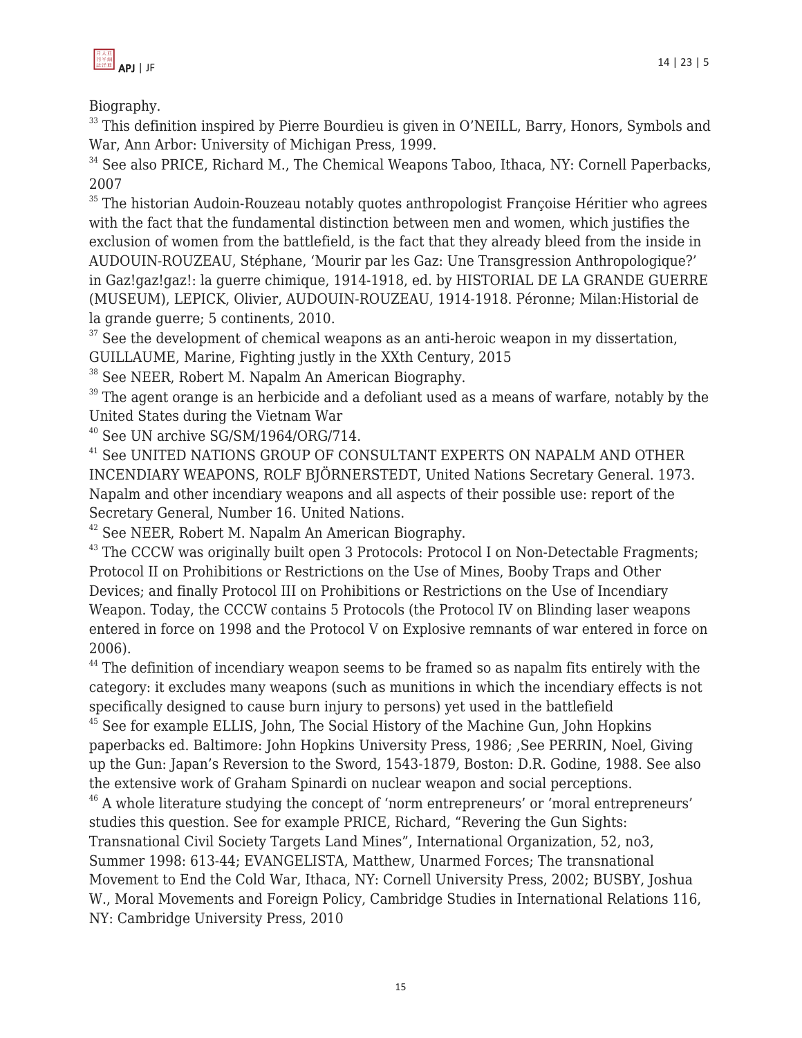Biography.

[33] This definition inspired by Pierre Bourdieu is given in O'NEILL, Barry, Honors, Symbols and War, Ann Arbor: University of Michigan Press, 1999.

[34] See also PRICE, Richard M., The Chemical Weapons Taboo, Ithaca, NY: Cornell Paperbacks, 2007

[35] The historian Audoin-Rouzeau notably quotes anthropologist Françoise Héritier who agrees with the fact that the fundamental distinction between men and women, which justifies the exclusion of women from the battlefield, is the fact that they already bleed from the inside in AUDOUIN-ROUZEAU, Stéphane, 'Mourir par les Gaz: Une Transgression Anthropologique?' in Gaz!gaz!gaz!: la guerre chimique, 1914-1918, ed. by HISTORIAL DE LA GRANDE GUERRE (MUSEUM), LEPICK, Olivier, AUDOUIN-ROUZEAU, 1914-1918. Péronne; Milan:Historial de la grande guerre; 5 continents, 2010.

[37] See the development of chemical weapons as an anti-heroic weapon in my dissertation, GUILLAUME, Marine, Fighting justly in the XXth Century, 2015

[38] See NEER, Robert M. Napalm An American Biography.

[39] The agent orange is an herbicide and a defoliant used as a means of warfare, notably by the United States during the Vietnam War

[40] See UN archive SG/SM/1964/ORG/714.

[41] See UNITED NATIONS GROUP OF CONSULTANT EXPERTS ON NAPALM AND OTHER INCENDIARY WEAPONS, ROLF BJÖRNERSTEDT, United Nations Secretary General. 1973. Napalm and other incendiary weapons and all aspects of their possible use: report of the Secretary General, Number 16. United Nations.

[42] See NEER, Robert M. Napalm An American Biography.

[43] The CCCW was originally built open 3 Protocols: Protocol I on Non-Detectable Fragments; Protocol II on Prohibitions or Restrictions on the Use of Mines, Booby Traps and Other Devices; and finally Protocol III on Prohibitions or Restrictions on the Use of Incendiary Weapon. Today, the CCCW contains 5 Protocols (the Protocol IV on Blinding laser weapons entered in force on 1998 and the Protocol V on Explosive remnants of war entered in force on 2006).

[44] The definition of incendiary weapon seems to be framed so as napalm fits entirely with the category: it excludes many weapons (such as munitions in which the incendiary effects is not specifically designed to cause burn injury to persons) yet used in the battlefield

[45] See for example ELLIS, John, The Social History of the Machine Gun, John Hopkins paperbacks ed. Baltimore: John Hopkins University Press, 1986; ,See PERRIN, Noel, Giving up the Gun: Japan's Reversion to the Sword, 1543-1879, Boston: D.R. Godine, 1988. See also the extensive work of Graham Spinardi on nuclear weapon and social perceptions.

[46] A whole literature studying the concept of 'norm entrepreneurs' or 'moral entrepreneurs' studies this question. See for example PRICE, Richard, "Revering the Gun Sights: Transnational Civil Society Targets Land Mines", International Organization, 52, no3, Summer 1998: 613-44; EVANGELISTA, Matthew, Unarmed Forces; The transnational Movement to End the Cold War, Ithaca, NY: Cornell University Press, 2002; BUSBY, Joshua W., Moral Movements and Foreign Policy, Cambridge Studies in International Relations 116, NY: Cambridge University Press, 2010